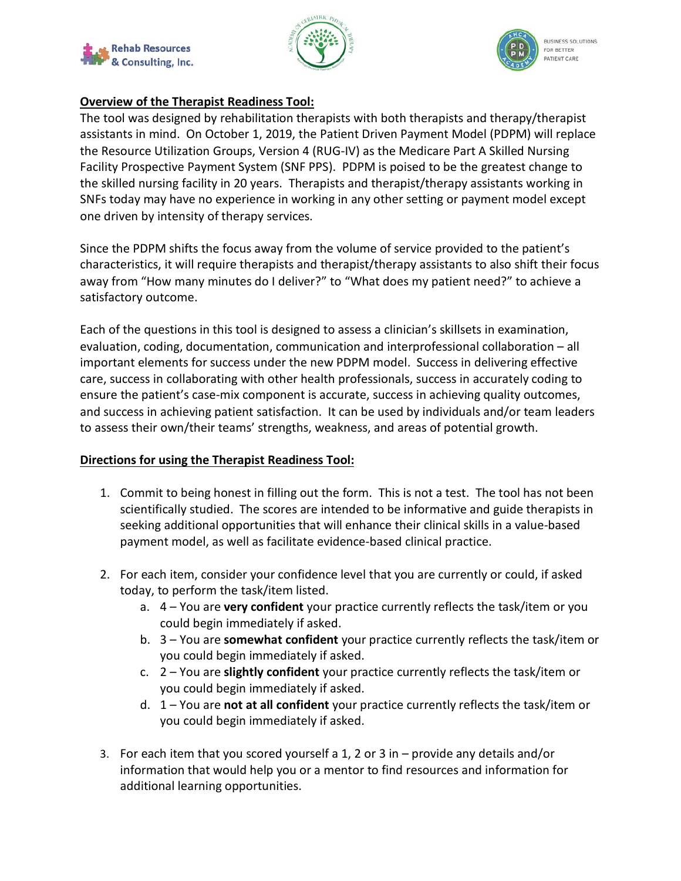**Overview of the Therapist Readiness Tool:**

The tool was designed by rehabilitation therapists with both therapists and therapy/therapist assistants in mind. On October 1, 2019, the Patient Driven Payment Model (PDPM) will replace the Resource Utilization Groups, Version 4 (RUG-IV) as the Medicare Part A Skilled Nursing Facility Prospective Payment System (SNF PPS). PDPM is poised to be the greatest change to the skilled nursing facility in 20 years. Therapists and therapist/therapy assistants working in SNFs today may have no experience in working in any other setting or payment model except one driven by intensity of therapy services.

Since the PDPM shifts the focus away from the volume of service provided to the patient's characteristics, it will require therapists and therapist/therapy assistants to also shift their focus away from "How many minutes do I deliver?" to "What does my patient need?" to achieve a satisfactory outcome.

Each of the questions in this tool is designed to assess a clinician's skillsets in examination, evaluation, coding, documentation, communication and interprofessional collaboration – all important elements for success under the new PDPM model. Success in delivering effective care, success in collaborating with other health professionals, success in accurately coding to ensure the patient's case-mix component is accurate, success in achieving quality outcomes, and success in achieving patient satisfaction. It can be used by individuals and/or team leaders to assess their own/their teams' strengths, weakness, and areas of potential growth.

**Directions for using the Therapist Readiness Tool:**

1. Commit to being honest in filling out the form. This is not a test. The tool has not been scientifically studied. The scores are intended to be informative and guide therapists in seeking additional opportunities that will enhance their clinical skills in a value-based payment model, as well as facilitate evidence-based clinical practice.

2. For each item, consider your confidence level that you are currently or could, if asked today, to perform the task/item listed.
   a. 4 – You are **very confident** your practice currently reflects the task/item or you could begin immediately if asked.
   b. 3 – You are **somewhat confident** your practice currently reflects the task/item or you could begin immediately if asked.
   c. 2 – You are **slightly confident** your practice currently reflects the task/item or you could begin immediately if asked.
   d. 1 – You are **not at all confident** your practice currently reflects the task/item or you could begin immediately if asked.

3. For each item that you scored yourself a 1, 2 or 3 in – provide any details and/or information that would help you or a mentor to find resources and information for additional learning opportunities.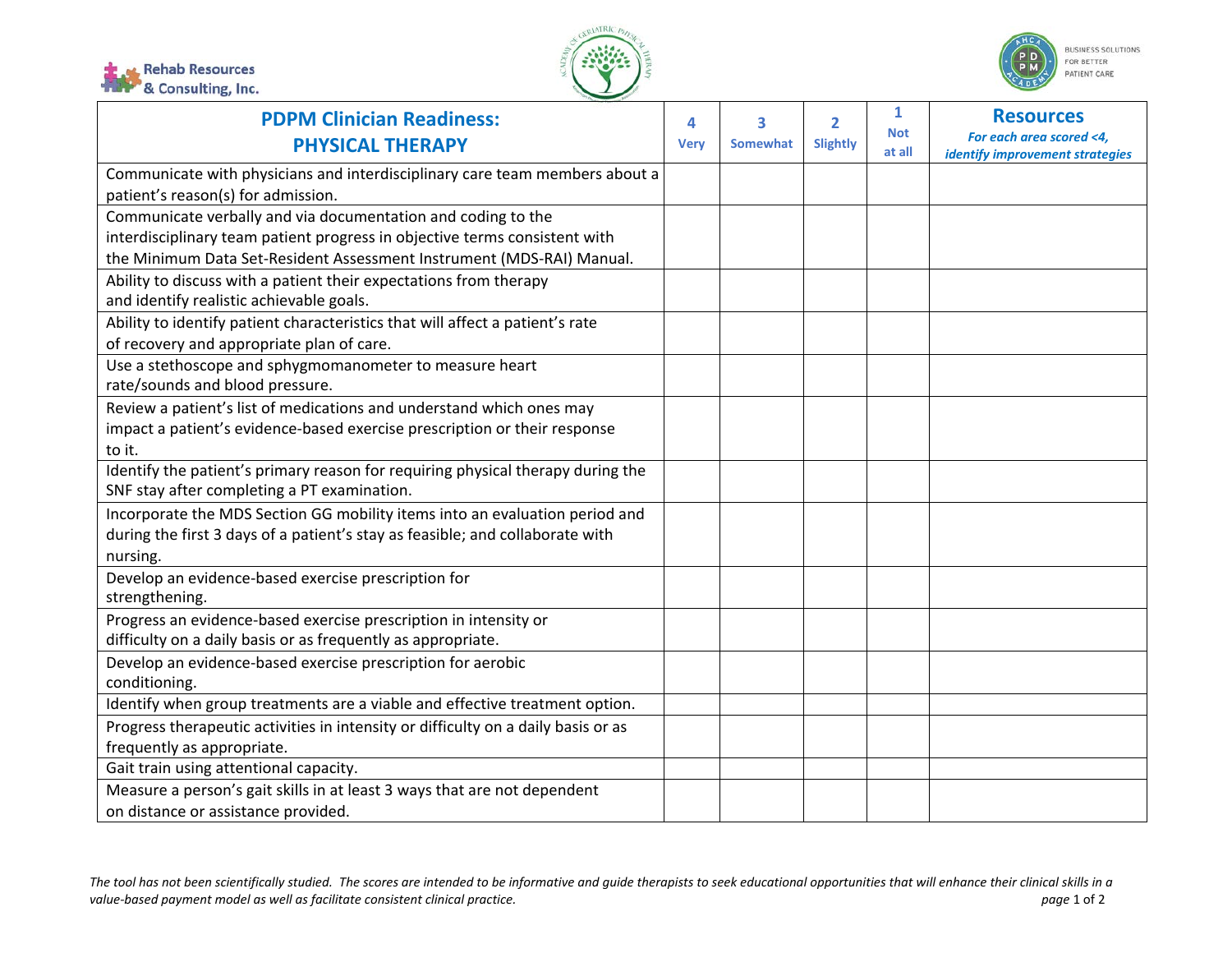| PDPM Clinician Readiness: PHYSICAL THERAPY | 4 Very | 3 Somewhat | 2 Slightly | 1 Not at all | Resources *For each area scored <4, identify improvement strategies* |
|---|---|---|---|---|---|
| Communicate with physicians and interdisciplinary care team members about a patient's reason(s) for admission. | | | | | |
| Communicate verbally and via documentation and coding to the interdisciplinary team patient progress in objective terms consistent with the Minimum Data Set-Resident Assessment Instrument (MDS-RAI) Manual. | | | | | |
| Ability to discuss with a patient their expectations from therapy and identify realistic achievable goals. | | | | | |
| Ability to identify patient characteristics that will affect a patient's rate of recovery and appropriate plan of care. | | | | | |
| Use a stethoscope and sphygmomanometer to measure heart rate/sounds and blood pressure. | | | | | |
| Review a patient's list of medications and understand which ones may impact a patient's evidence-based exercise prescription or their response to it. | | | | | |
| Identify the patient's primary reason for requiring physical therapy during the SNF stay after completing a PT examination. | | | | | |
| Incorporate the MDS Section GG mobility items into an evaluation period and during the first 3 days of a patient's stay as feasible; and collaborate with nursing. | | | | | |
| Develop an evidence-based exercise prescription for strengthening. | | | | | |
| Progress an evidence-based exercise prescription in intensity or difficulty on a daily basis or as frequently as appropriate. | | | | | |
| Develop an evidence-based exercise prescription for aerobic conditioning. | | | | | |
| Identify when group treatments are a viable and effective treatment option. | | | | | |
| Progress therapeutic activities in intensity or difficulty on a daily basis or as frequently as appropriate. | | | | | |
| Gait train using attentional capacity. | | | | | |
| Measure a person's gait skills in at least 3 ways that are not dependent on distance or assistance provided. | | | | | |

*The tool has not been scientifically studied. The scores are intended to be informative and guide therapists to seek educational opportunities that will enhance their clinical skills in a value-based payment model as well as facilitate consistent clinical practice.*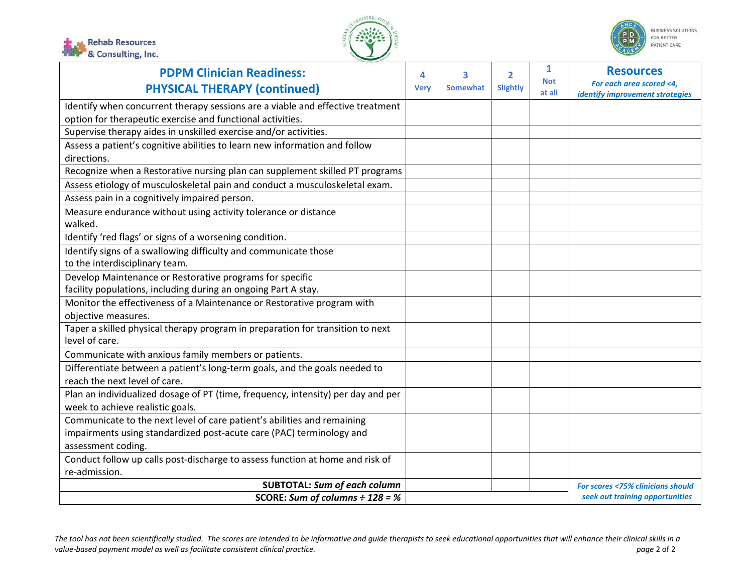| PDPM Clinician Readiness: PHYSICAL THERAPY (continued) | 4 Very | 3 Somewhat | 2 Slightly | 1 Not at all | Resources *For each area scored <4, identify improvement strategies* |
|---|---|---|---|---|---|
| Identify when concurrent therapy sessions are a viable and effective treatment option for therapeutic exercise and functional activities. | | | | | |
| Supervise therapy aides in unskilled exercise and/or activities. | | | | | |
| Assess a patient's cognitive abilities to learn new information and follow directions. | | | | | |
| Recognize when a Restorative nursing plan can supplement skilled PT programs | | | | | |
| Assess etiology of musculoskeletal pain and conduct a musculoskeletal exam. | | | | | |
| Assess pain in a cognitively impaired person. | | | | | |
| Measure endurance without using activity tolerance or distance walked. | | | | | |
| Identify 'red flags' or signs of a worsening condition. | | | | | |
| Identify signs of a swallowing difficulty and communicate those to the interdisciplinary team. | | | | | |
| Develop Maintenance or Restorative programs for specific facility populations, including during an ongoing Part A stay. | | | | | |
| Monitor the effectiveness of a Maintenance or Restorative program with objective measures. | | | | | |
| Taper a skilled physical therapy program in preparation for transition to next level of care. | | | | | |
| Communicate with anxious family members or patients. | | | | | |
| Differentiate between a patient's long-term goals, and the goals needed to reach the next level of care. | | | | | |
| Plan an individualized dosage of PT (time, frequency, intensity) per day and per week to achieve realistic goals. | | | | | |
| Communicate to the next level of care patient's abilities and remaining impairments using standardized post-acute care (PAC) terminology and assessment coding. | | | | | |
| Conduct follow up calls post-discharge to assess function at home and risk of re-admission. | | | | | |
| **SUBTOTAL:** ***Sum of each column*** | | | | | *For scores <75% clinicians should seek out training opportunities* |
| **SCORE:** ***Sum of columns ÷ 128 = %*** | | | | | |

*The tool has not been scientifically studied. The scores are intended to be informative and guide therapists to seek educational opportunities that will enhance their clinical skills in a value-based payment model as well as facilitate consistent clinical practice.*